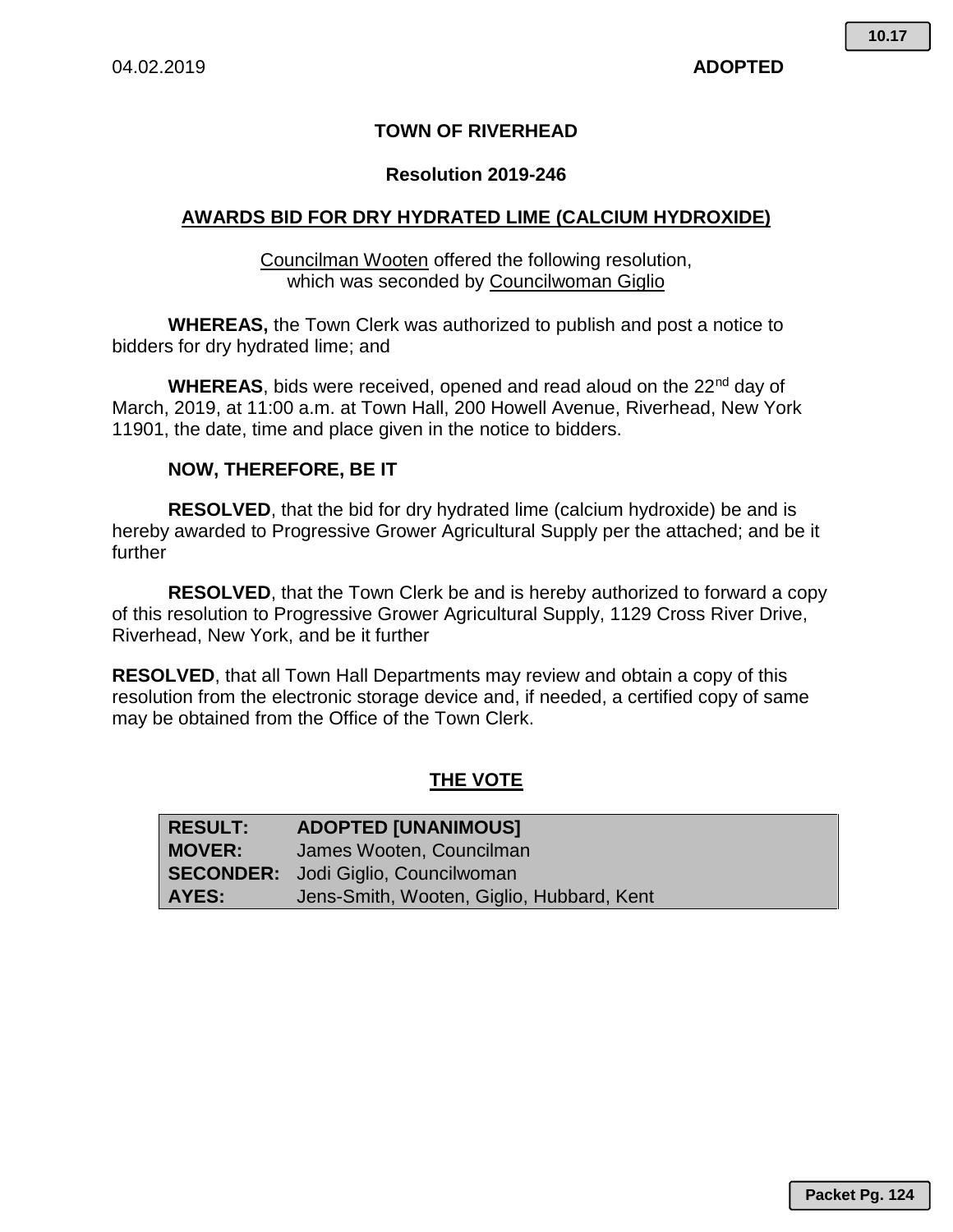04.02.2019 **ADOPTED**

**TOWN OF RIVERHEAD**

**Resolution 2019-246**

**AWARDS BID FOR DRY HYDRATED LIME (CALCIUM HYDROXIDE)**

Councilman Wooten offered the following resolution, which was seconded by Councilwoman Giglio

**WHEREAS,** the Town Clerk was authorized to publish and post a notice to bidders for dry hydrated lime; and

**WHEREAS**, bids were received, opened and read aloud on the 22nd day of March, 2019, at 11:00 a.m. at Town Hall, 200 Howell Avenue, Riverhead, New York 11901, the date, time and place given in the notice to bidders.

**NOW, THEREFORE, BE IT**

**RESOLVED**, that the bid for dry hydrated lime (calcium hydroxide) be and is hereby awarded to Progressive Grower Agricultural Supply per the attached; and be it further

**RESOLVED**, that the Town Clerk be and is hereby authorized to forward a copy of this resolution to Progressive Grower Agricultural Supply, 1129 Cross River Drive, Riverhead, New York, and be it further

**RESOLVED**, that all Town Hall Departments may review and obtain a copy of this resolution from the electronic storage device and, if needed, a certified copy of same may be obtained from the Office of the Town Clerk.

**THE VOTE**

| | |
|---|---|
| **RESULT:** | **ADOPTED [UNANIMOUS]** |
| **MOVER:** | James Wooten, Councilman |
| **SECONDER:** | Jodi Giglio, Councilwoman |
| **AYES:** | Jens-Smith, Wooten, Giglio, Hubbard, Kent |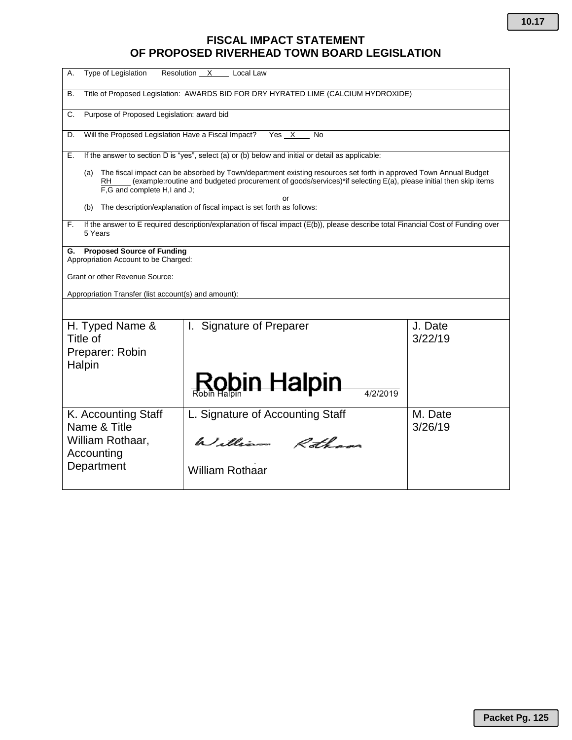# FISCAL IMPACT STATEMENT
# OF PROPOSED RIVERHEAD TOWN BOARD LEGISLATION

A. Type of Legislation Resolution \_\_X\_\_\_\_ Local Law

B. Title of Proposed Legislation: AWARDS BID FOR DRY HYRATED LIME (CALCIUM HYDROXIDE)

C. Purpose of Proposed Legislation: award bid

D. Will the Proposed Legislation Have a Fiscal Impact? Yes \_\_X\_\_\_ No

E. If the answer to section D is "yes", select (a) or (b) below and initial or detail as applicable:

(a) The fiscal impact can be absorbed by Town/department existing resources set forth in approved Town Annual Budget RH\_\_\_\_ (example:routine and budgeted procurement of goods/services)*if selecting E(a), please initial then skip items F,G and complete H,I and J;

or

(b) The description/explanation of fiscal impact is set forth as follows:

F. If the answer to E required description/explanation of fiscal impact (E(b)), please describe total Financial Cost of Funding over 5 Years

**G. Proposed Source of Funding**

Appropriation Account to be Charged:

Grant or other Revenue Source:

Appropriation Transfer (list account(s) and amount):

| | | |
|---|---|---|
| H. Typed Name & Title of Preparer: Robin Halpin | I. Signature of Preparer<br>Robin Halpin<br>Robin Halpin 4/2/2019 | J. Date<br>3/22/19 |
| K. Accounting Staff Name & Title<br>William Rothaar, Accounting Department | L. Signature of Accounting Staff<br>William Rothaar<br>William Rothaar | M. Date<br>3/26/19 |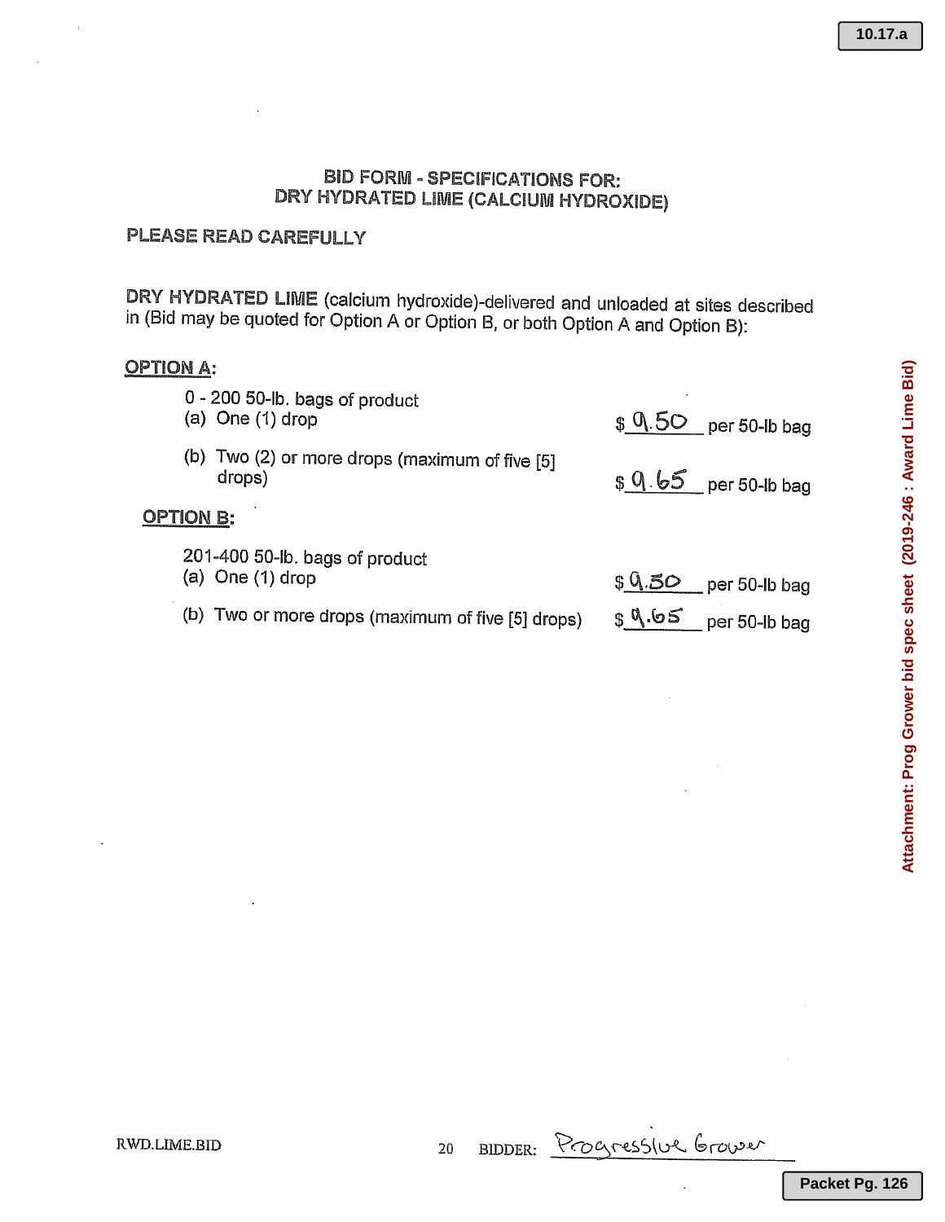# BID FORM - SPECIFICATIONS FOR: DRY HYDRATED LIME (CALCIUM HYDROXIDE)

**PLEASE READ CAREFULLY**

**DRY HYDRATED LIME** (calcium hydroxide)-delivered and unloaded at sites described in (Bid may be quoted for Option A or Option B, or both Option A and Option B):

**OPTION A:**

0 - 200 50-lb. bags of product

(a) One (1) drop — $ 9.50 per 50-lb bag

(b) Two (2) or more drops (maximum of five [5] drops) — $ 9.65 per 50-lb bag

**OPTION B:**

201-400 50-lb. bags of product

(a) One (1) drop — $ 9.50 per 50-lb bag

(b) Two or more drops (maximum of five [5] drops) — $ 9.65 per 50-lb bag

RWD.LIME.BID

BIDDER: Progressive Grower

Attachment: Prog Grower bid spec sheet (2019-246 : Award Lime Bid)